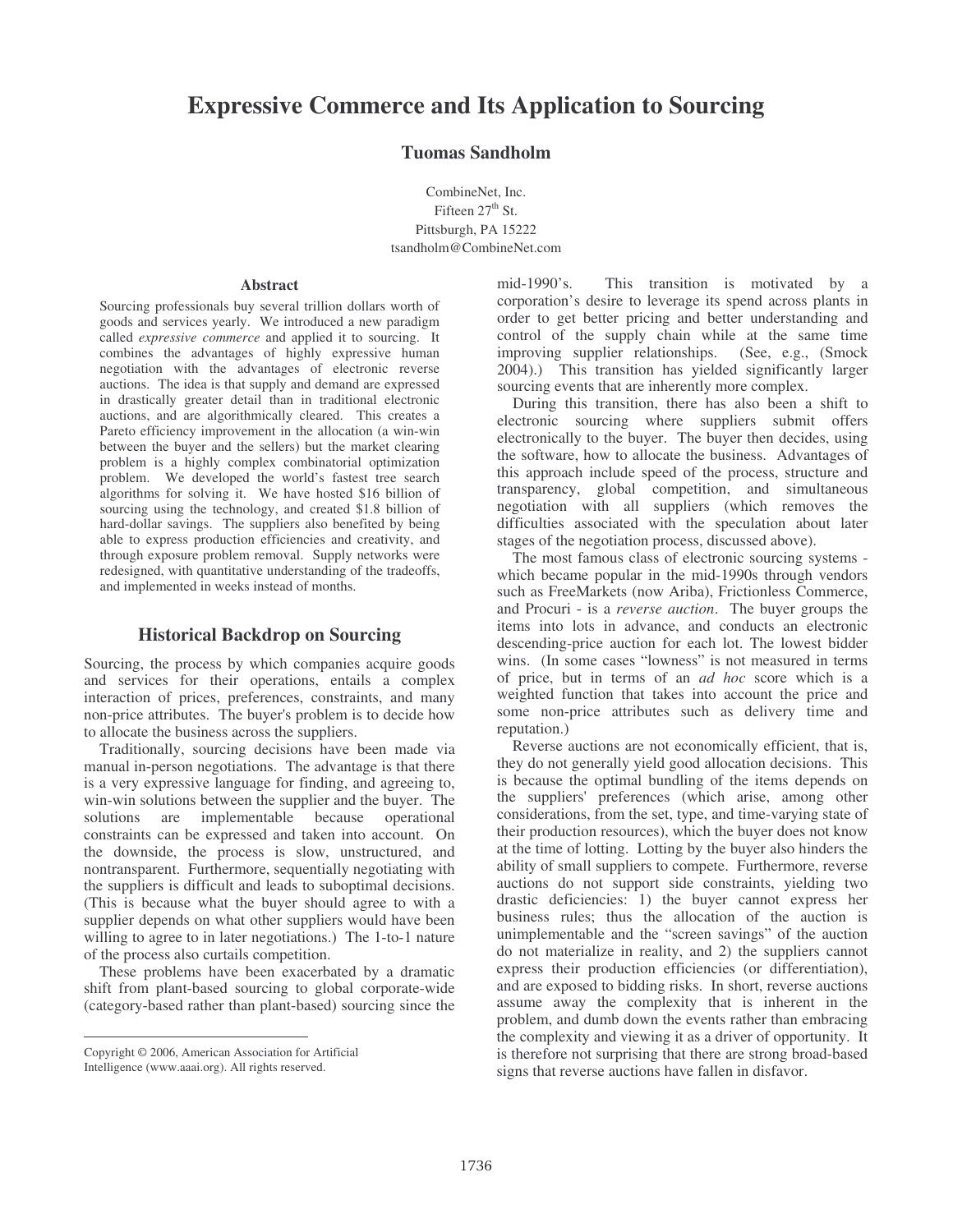# Expressive Commerce and Its Application to Sourcing

**Tuomas Sandholm**

CombineNet, Inc.
Fifteen 27$^{th}$ St.
Pittsburgh, PA 15222
tsandholm@CombineNet.com

## Abstract

Sourcing professionals buy several trillion dollars worth of goods and services yearly. We introduced a new paradigm called *expressive commerce* and applied it to sourcing. It combines the advantages of highly expressive human negotiation with the advantages of electronic reverse auctions. The idea is that supply and demand are expressed in drastically greater detail than in traditional electronic auctions, and are algorithmically cleared. This creates a Pareto efficiency improvement in the allocation (a win-win between the buyer and the sellers) but the market clearing problem is a highly complex combinatorial optimization problem. We developed the world's fastest tree search algorithms for solving it. We have hosted \$16 billion of sourcing using the technology, and created \$1.8 billion of hard-dollar savings. The suppliers also benefited by being able to express production efficiencies and creativity, and through exposure problem removal. Supply networks were redesigned, with quantitative understanding of the tradeoffs, and implemented in weeks instead of months.

## Historical Backdrop on Sourcing

Sourcing, the process by which companies acquire goods and services for their operations, entails a complex interaction of prices, preferences, constraints, and many non-price attributes. The buyer's problem is to decide how to allocate the business across the suppliers.

Traditionally, sourcing decisions have been made via manual in-person negotiations. The advantage is that there is a very expressive language for finding, and agreeing to, win-win solutions between the supplier and the buyer. The solutions are implementable because operational constraints can be expressed and taken into account. On the downside, the process is slow, unstructured, and nontransparent. Furthermore, sequentially negotiating with the suppliers is difficult and leads to suboptimal decisions. (This is because what the buyer should agree to with a supplier depends on what other suppliers would have been willing to agree to in later negotiations.) The 1-to-1 nature of the process also curtails competition.

These problems have been exacerbated by a dramatic shift from plant-based sourcing to global corporate-wide (category-based rather than plant-based) sourcing since the mid-1990's. This transition is motivated by a corporation's desire to leverage its spend across plants in order to get better pricing and better understanding and control of the supply chain while at the same time improving supplier relationships. (See, e.g., (Smock 2004).) This transition has yielded significantly larger sourcing events that are inherently more complex.

During this transition, there has also been a shift to electronic sourcing where suppliers submit offers electronically to the buyer. The buyer then decides, using the software, how to allocate the business. Advantages of this approach include speed of the process, structure and transparency, global competition, and simultaneous negotiation with all suppliers (which removes the difficulties associated with the speculation about later stages of the negotiation process, discussed above).

The most famous class of electronic sourcing systems - which became popular in the mid-1990s through vendors such as FreeMarkets (now Ariba), Frictionless Commerce, and Procuri - is a *reverse auction*. The buyer groups the items into lots in advance, and conducts an electronic descending-price auction for each lot. The lowest bidder wins. (In some cases "lowness" is not measured in terms of price, but in terms of an *ad hoc* score which is a weighted function that takes into account the price and some non-price attributes such as delivery time and reputation.)

Reverse auctions are not economically efficient, that is, they do not generally yield good allocation decisions. This is because the optimal bundling of the items depends on the suppliers' preferences (which arise, among other considerations, from the set, type, and time-varying state of their production resources), which the buyer does not know at the time of lotting. Lotting by the buyer also hinders the ability of small suppliers to compete. Furthermore, reverse auctions do not support side constraints, yielding two drastic deficiencies: 1) the buyer cannot express her business rules; thus the allocation of the auction is unimplementable and the "screen savings" of the auction do not materialize in reality, and 2) the suppliers cannot express their production efficiencies (or differentiation), and are exposed to bidding risks. In short, reverse auctions assume away the complexity that is inherent in the problem, and dumb down the events rather than embracing the complexity and viewing it as a driver of opportunity. It is therefore not surprising that there are strong broad-based signs that reverse auctions have fallen in disfavor.

Copyright © 2006, American Association for Artificial Intelligence (www.aaai.org). All rights reserved.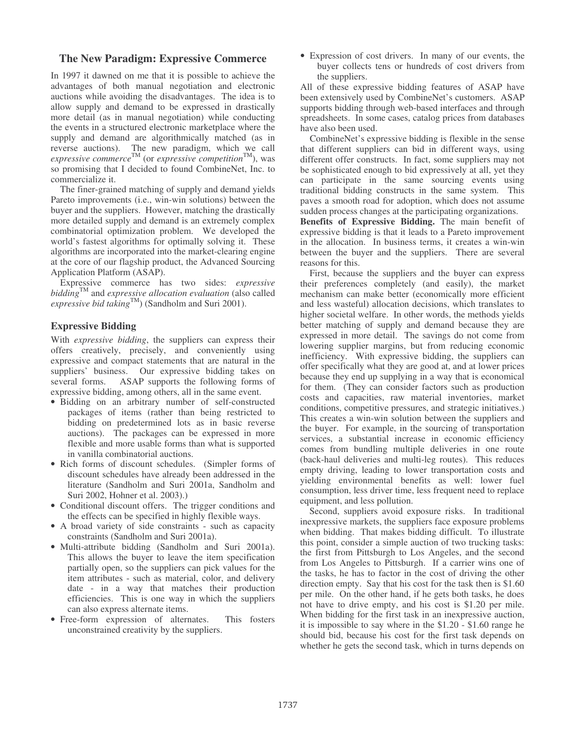## The New Paradigm: Expressive Commerce

In 1997 it dawned on me that it is possible to achieve the advantages of both manual negotiation and electronic auctions while avoiding the disadvantages. The idea is to allow supply and demand to be expressed in drastically more detail (as in manual negotiation) while conducting the events in a structured electronic marketplace where the supply and demand are algorithmically matched (as in reverse auctions). The new paradigm, which we call *expressive commerce*™ (or *expressive competition*™), was so promising that I decided to found CombineNet, Inc. to commercialize it.

The finer-grained matching of supply and demand yields Pareto improvements (i.e., win-win solutions) between the buyer and the suppliers. However, matching the drastically more detailed supply and demand is an extremely complex combinatorial optimization problem. We developed the world's fastest algorithms for optimally solving it. These algorithms are incorporated into the market-clearing engine at the core of our flagship product, the Advanced Sourcing Application Platform (ASAP).

Expressive commerce has two sides: *expressive bidding*™ and *expressive allocation evaluation* (also called *expressive bid taking*™) (Sandholm and Suri 2001).

### Expressive Bidding

With *expressive bidding*, the suppliers can express their offers creatively, precisely, and conveniently using expressive and compact statements that are natural in the suppliers' business. Our expressive bidding takes on several forms. ASAP supports the following forms of expressive bidding, among others, all in the same event.

- Bidding on an arbitrary number of self-constructed packages of items (rather than being restricted to bidding on predetermined lots as in basic reverse auctions). The packages can be expressed in more flexible and more usable forms than what is supported in vanilla combinatorial auctions.
- Rich forms of discount schedules. (Simpler forms of discount schedules have already been addressed in the literature (Sandholm and Suri 2001a, Sandholm and Suri 2002, Hohner et al. 2003).)
- Conditional discount offers. The trigger conditions and the effects can be specified in highly flexible ways.
- A broad variety of side constraints - such as capacity constraints (Sandholm and Suri 2001a).
- Multi-attribute bidding (Sandholm and Suri 2001a). This allows the buyer to leave the item specification partially open, so the suppliers can pick values for the item attributes - such as material, color, and delivery date - in a way that matches their production efficiencies. This is one way in which the suppliers can also express alternate items.
- Free-form expression of alternates. This fosters unconstrained creativity by the suppliers.
- Expression of cost drivers. In many of our events, the buyer collects tens or hundreds of cost drivers from the suppliers.

All of these expressive bidding features of ASAP have been extensively used by CombineNet's customers. ASAP supports bidding through web-based interfaces and through spreadsheets. In some cases, catalog prices from databases have also been used.

CombineNet's expressive bidding is flexible in the sense that different suppliers can bid in different ways, using different offer constructs. In fact, some suppliers may not be sophisticated enough to bid expressively at all, yet they can participate in the same sourcing events using traditional bidding constructs in the same system. This paves a smooth road for adoption, which does not assume sudden process changes at the participating organizations.

**Benefits of Expressive Bidding.** The main benefit of expressive bidding is that it leads to a Pareto improvement in the allocation. In business terms, it creates a win-win between the buyer and the suppliers. There are several reasons for this.

First, because the suppliers and the buyer can express their preferences completely (and easily), the market mechanism can make better (economically more efficient and less wasteful) allocation decisions, which translates to higher societal welfare. In other words, the methods yields better matching of supply and demand because they are expressed in more detail. The savings do not come from lowering supplier margins, but from reducing economic inefficiency. With expressive bidding, the suppliers can offer specifically what they are good at, and at lower prices because they end up supplying in a way that is economical for them. (They can consider factors such as production costs and capacities, raw material inventories, market conditions, competitive pressures, and strategic initiatives.) This creates a win-win solution between the suppliers and the buyer. For example, in the sourcing of transportation services, a substantial increase in economic efficiency comes from bundling multiple deliveries in one route (back-haul deliveries and multi-leg routes). This reduces empty driving, leading to lower transportation costs and yielding environmental benefits as well: lower fuel consumption, less driver time, less frequent need to replace equipment, and less pollution.

Second, suppliers avoid exposure risks. In traditional inexpressive markets, the suppliers face exposure problems when bidding. That makes bidding difficult. To illustrate this point, consider a simple auction of two trucking tasks: the first from Pittsburgh to Los Angeles, and the second from Los Angeles to Pittsburgh. If a carrier wins one of the tasks, he has to factor in the cost of driving the other direction empty. Say that his cost for the task then is \$1.60 per mile. On the other hand, if he gets both tasks, he does not have to drive empty, and his cost is \$1.20 per mile. When bidding for the first task in an inexpressive auction, it is impossible to say where in the \$1.20 - \$1.60 range he should bid, because his cost for the first task depends on whether he gets the second task, which in turns depends on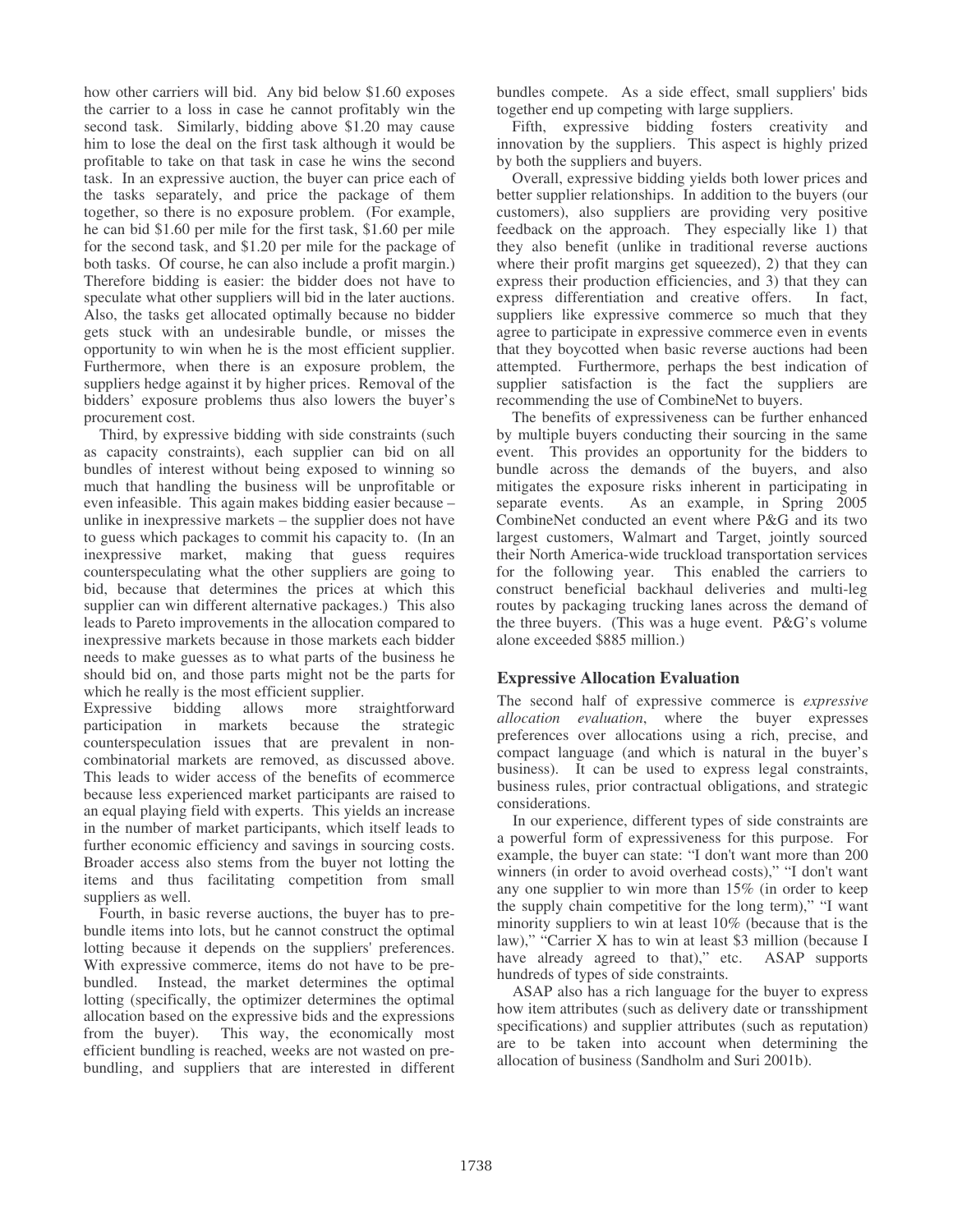how other carriers will bid. Any bid below $1.60 exposes the carrier to a loss in case he cannot profitably win the second task. Similarly, bidding above $1.20 may cause him to lose the deal on the first task although it would be profitable to take on that task in case he wins the second task. In an expressive auction, the buyer can price each of the tasks separately, and price the package of them together, so there is no exposure problem. (For example, he can bid $1.60 per mile for the first task, $1.60 per mile for the second task, and $1.20 per mile for the package of both tasks. Of course, he can also include a profit margin.) Therefore bidding is easier: the bidder does not have to speculate what other suppliers will bid in the later auctions. Also, the tasks get allocated optimally because no bidder gets stuck with an undesirable bundle, or misses the opportunity to win when he is the most efficient supplier. Furthermore, when there is an exposure problem, the suppliers hedge against it by higher prices. Removal of the bidders' exposure problems thus also lowers the buyer's procurement cost.

Third, by expressive bidding with side constraints (such as capacity constraints), each supplier can bid on all bundles of interest without being exposed to winning so much that handling the business will be unprofitable or even infeasible. This again makes bidding easier because – unlike in inexpressive markets – the supplier does not have to guess which packages to commit his capacity to. (In an inexpressive market, making that guess requires counterspeculating what the other suppliers are going to bid, because that determines the prices at which this supplier can win different alternative packages.) This also leads to Pareto improvements in the allocation compared to inexpressive markets because in those markets each bidder needs to make guesses as to what parts of the business he should bid on, and those parts might not be the parts for which he really is the most efficient supplier.

Expressive bidding allows more straightforward participation in markets because the strategic counterspeculation issues that are prevalent in non-combinatorial markets are removed, as discussed above. This leads to wider access of the benefits of ecommerce because less experienced market participants are raised to an equal playing field with experts. This yields an increase in the number of market participants, which itself leads to further economic efficiency and savings in sourcing costs. Broader access also stems from the buyer not lotting the items and thus facilitating competition from small suppliers as well.

Fourth, in basic reverse auctions, the buyer has to pre-bundle items into lots, but he cannot construct the optimal lotting because it depends on the suppliers' preferences. With expressive commerce, items do not have to be pre-bundled. Instead, the market determines the optimal lotting (specifically, the optimizer determines the optimal allocation based on the expressive bids and the expressions from the buyer). This way, the economically most efficient bundling is reached, weeks are not wasted on pre-bundling, and suppliers that are interested in different bundles compete. As a side effect, small suppliers' bids together end up competing with large suppliers.

Fifth, expressive bidding fosters creativity and innovation by the suppliers. This aspect is highly prized by both the suppliers and buyers.

Overall, expressive bidding yields both lower prices and better supplier relationships. In addition to the buyers (our customers), also suppliers are providing very positive feedback on the approach. They especially like 1) that they also benefit (unlike in traditional reverse auctions where their profit margins get squeezed), 2) that they can express their production efficiencies, and 3) that they can express differentiation and creative offers. In fact, suppliers like expressive commerce so much that they agree to participate in expressive commerce even in events that they boycotted when basic reverse auctions had been attempted. Furthermore, perhaps the best indication of supplier satisfaction is the fact the suppliers are recommending the use of CombineNet to buyers.

The benefits of expressiveness can be further enhanced by multiple buyers conducting their sourcing in the same event. This provides an opportunity for the bidders to bundle across the demands of the buyers, and also mitigates the exposure risks inherent in participating in separate events. As an example, in Spring 2005 CombineNet conducted an event where P&G and its two largest customers, Walmart and Target, jointly sourced their North America-wide truckload transportation services for the following year. This enabled the carriers to construct beneficial backhaul deliveries and multi-leg routes by packaging trucking lanes across the demand of the three buyers. (This was a huge event. P&G's volume alone exceeded $885 million.)

## Expressive Allocation Evaluation

The second half of expressive commerce is *expressive allocation evaluation*, where the buyer expresses preferences over allocations using a rich, precise, and compact language (and which is natural in the buyer's business). It can be used to express legal constraints, business rules, prior contractual obligations, and strategic considerations.

In our experience, different types of side constraints are a powerful form of expressiveness for this purpose. For example, the buyer can state: "I don't want more than 200 winners (in order to avoid overhead costs)," "I don't want any one supplier to win more than 15% (in order to keep the supply chain competitive for the long term)," "I want minority suppliers to win at least 10% (because that is the law)," "Carrier X has to win at least $3 million (because I have already agreed to that)," etc. ASAP supports hundreds of types of side constraints.

ASAP also has a rich language for the buyer to express how item attributes (such as delivery date or transshipment specifications) and supplier attributes (such as reputation) are to be taken into account when determining the allocation of business (Sandholm and Suri 2001b).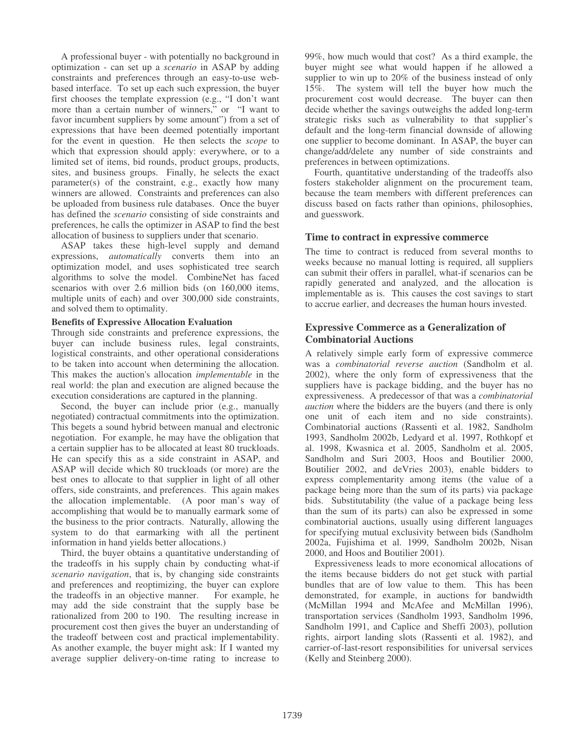A professional buyer - with potentially no background in optimization - can set up a *scenario* in ASAP by adding constraints and preferences through an easy-to-use web-based interface. To set up each such expression, the buyer first chooses the template expression (e.g., "I don't want more than a certain number of winners," or "I want to favor incumbent suppliers by some amount") from a set of expressions that have been deemed potentially important for the event in question. He then selects the *scope* to which that expression should apply: everywhere, or to a limited set of items, bid rounds, product groups, products, sites, and business groups. Finally, he selects the exact parameter(s) of the constraint, e.g., exactly how many winners are allowed. Constraints and preferences can also be uploaded from business rule databases. Once the buyer has defined the *scenario* consisting of side constraints and preferences, he calls the optimizer in ASAP to find the best allocation of business to suppliers under that scenario.

ASAP takes these high-level supply and demand expressions, *automatically* converts them into an optimization model, and uses sophisticated tree search algorithms to solve the model. CombineNet has faced scenarios with over 2.6 million bids (on 160,000 items, multiple units of each) and over 300,000 side constraints, and solved them to optimality.

**Benefits of Expressive Allocation Evaluation**

Through side constraints and preference expressions, the buyer can include business rules, legal constraints, logistical constraints, and other operational considerations to be taken into account when determining the allocation. This makes the auction's allocation *implementable* in the real world: the plan and execution are aligned because the execution considerations are captured in the planning.

Second, the buyer can include prior (e.g., manually negotiated) contractual commitments into the optimization. This begets a sound hybrid between manual and electronic negotiation. For example, he may have the obligation that a certain supplier has to be allocated at least 80 truckloads. He can specify this as a side constraint in ASAP, and ASAP will decide which 80 truckloads (or more) are the best ones to allocate to that supplier in light of all other offers, side constraints, and preferences. This again makes the allocation implementable. (A poor man's way of accomplishing that would be to manually earmark some of the business to the prior contracts. Naturally, allowing the system to do that earmarking with all the pertinent information in hand yields better allocations.)

Third, the buyer obtains a quantitative understanding of the tradeoffs in his supply chain by conducting what-if *scenario navigation*, that is, by changing side constraints and preferences and reoptimizing, the buyer can explore the tradeoffs in an objective manner. For example, he may add the side constraint that the supply base be rationalized from 200 to 190. The resulting increase in procurement cost then gives the buyer an understanding of the tradeoff between cost and practical implementability. As another example, the buyer might ask: If I wanted my average supplier delivery-on-time rating to increase to 99%, how much would that cost? As a third example, the buyer might see what would happen if he allowed a supplier to win up to 20% of the business instead of only 15%. The system will tell the buyer how much the procurement cost would decrease. The buyer can then decide whether the savings outweighs the added long-term strategic risks such as vulnerability to that supplier's default and the long-term financial downside of allowing one supplier to become dominant. In ASAP, the buyer can change/add/delete any number of side constraints and preferences in between optimizations.

Fourth, quantitative understanding of the tradeoffs also fosters stakeholder alignment on the procurement team, because the team members with different preferences can discuss based on facts rather than opinions, philosophies, and guesswork.

## Time to contract in expressive commerce

The time to contract is reduced from several months to weeks because no manual lotting is required, all suppliers can submit their offers in parallel, what-if scenarios can be rapidly generated and analyzed, and the allocation is implementable as is. This causes the cost savings to start to accrue earlier, and decreases the human hours invested.

## Expressive Commerce as a Generalization of Combinatorial Auctions

A relatively simple early form of expressive commerce was a *combinatorial reverse auction* (Sandholm et al. 2002), where the only form of expressiveness that the suppliers have is package bidding, and the buyer has no expressiveness. A predecessor of that was a *combinatorial auction* where the bidders are the buyers (and there is only one unit of each item and no side constraints). Combinatorial auctions (Rassenti et al. 1982, Sandholm 1993, Sandholm 2002b, Ledyard et al. 1997, Rothkopf et al. 1998, Kwasnica et al. 2005, Sandholm et al. 2005, Sandholm and Suri 2003, Hoos and Boutilier 2000, Boutilier 2002, and deVries 2003), enable bidders to express complementarity among items (the value of a package being more than the sum of its parts) via package bids. Substitutability (the value of a package being less than the sum of its parts) can also be expressed in some combinatorial auctions, usually using different languages for specifying mutual exclusivity between bids (Sandholm 2002a, Fujishima et al. 1999, Sandholm 2002b, Nisan 2000, and Hoos and Boutilier 2001).

Expressiveness leads to more economical allocations of the items because bidders do not get stuck with partial bundles that are of low value to them. This has been demonstrated, for example, in auctions for bandwidth (McMillan 1994 and McAfee and McMillan 1996), transportation services (Sandholm 1993, Sandholm 1996, Sandholm 1991, and Caplice and Sheffi 2003), pollution rights, airport landing slots (Rassenti et al. 1982), and carrier-of-last-resort responsibilities for universal services (Kelly and Steinberg 2000).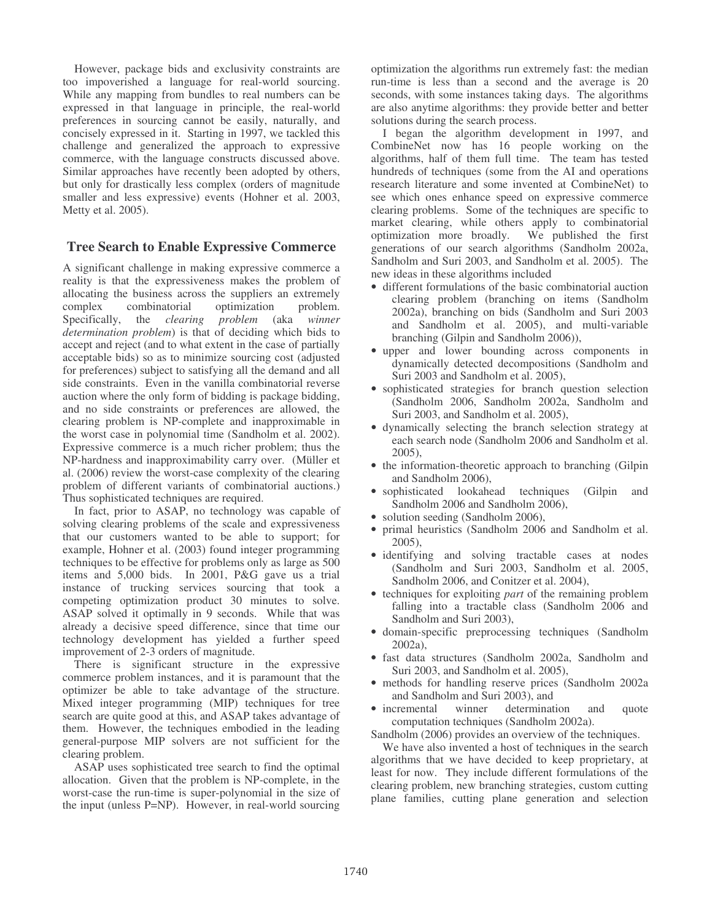However, package bids and exclusivity constraints are too impoverished a language for real-world sourcing. While any mapping from bundles to real numbers can be expressed in that language in principle, the real-world preferences in sourcing cannot be easily, naturally, and concisely expressed in it. Starting in 1997, we tackled this challenge and generalized the approach to expressive commerce, with the language constructs discussed above. Similar approaches have recently been adopted by others, but only for drastically less complex (orders of magnitude smaller and less expressive) events (Hohner et al. 2003, Metty et al. 2005).

## Tree Search to Enable Expressive Commerce

A significant challenge in making expressive commerce a reality is that the expressiveness makes the problem of allocating the business across the suppliers an extremely complex combinatorial optimization problem. Specifically, the *clearing problem* (aka *winner determination problem*) is that of deciding which bids to accept and reject (and to what extent in the case of partially acceptable bids) so as to minimize sourcing cost (adjusted for preferences) subject to satisfying all the demand and all side constraints. Even in the vanilla combinatorial reverse auction where the only form of bidding is package bidding, and no side constraints or preferences are allowed, the clearing problem is NP-complete and inapproximable in the worst case in polynomial time (Sandholm et al. 2002). Expressive commerce is a much richer problem; thus the NP-hardness and inapproximability carry over. (Müller et al. (2006) review the worst-case complexity of the clearing problem of different variants of combinatorial auctions.) Thus sophisticated techniques are required.

In fact, prior to ASAP, no technology was capable of solving clearing problems of the scale and expressiveness that our customers wanted to be able to support; for example, Hohner et al. (2003) found integer programming techniques to be effective for problems only as large as 500 items and 5,000 bids. In 2001, P&G gave us a trial instance of trucking services sourcing that took a competing optimization product 30 minutes to solve. ASAP solved it optimally in 9 seconds. While that was already a decisive speed difference, since that time our technology development has yielded a further speed improvement of 2-3 orders of magnitude.

There is significant structure in the expressive commerce problem instances, and it is paramount that the optimizer be able to take advantage of the structure. Mixed integer programming (MIP) techniques for tree search are quite good at this, and ASAP takes advantage of them. However, the techniques embodied in the leading general-purpose MIP solvers are not sufficient for the clearing problem.

ASAP uses sophisticated tree search to find the optimal allocation. Given that the problem is NP-complete, in the worst-case the run-time is super-polynomial in the size of the input (unless P=NP). However, in real-world sourcing optimization the algorithms run extremely fast: the median run-time is less than a second and the average is 20 seconds, with some instances taking days. The algorithms are also anytime algorithms: they provide better and better solutions during the search process.

I began the algorithm development in 1997, and CombineNet now has 16 people working on the algorithms, half of them full time. The team has tested hundreds of techniques (some from the AI and operations research literature and some invented at CombineNet) to see which ones enhance speed on expressive commerce clearing problems. Some of the techniques are specific to market clearing, while others apply to combinatorial optimization more broadly. We published the first generations of our search algorithms (Sandholm 2002a, Sandholm and Suri 2003, and Sandholm et al. 2005). The new ideas in these algorithms included

- different formulations of the basic combinatorial auction clearing problem (branching on items (Sandholm 2002a), branching on bids (Sandholm and Suri 2003 and Sandholm et al. 2005), and multi-variable branching (Gilpin and Sandholm 2006)),
- upper and lower bounding across components in dynamically detected decompositions (Sandholm and Suri 2003 and Sandholm et al. 2005),
- sophisticated strategies for branch question selection (Sandholm 2006, Sandholm 2002a, Sandholm and Suri 2003, and Sandholm et al. 2005),
- dynamically selecting the branch selection strategy at each search node (Sandholm 2006 and Sandholm et al. 2005),
- the information-theoretic approach to branching (Gilpin and Sandholm 2006),
- sophisticated lookahead techniques (Gilpin and Sandholm 2006 and Sandholm 2006),
- solution seeding (Sandholm 2006),
- primal heuristics (Sandholm 2006 and Sandholm et al. 2005),
- identifying and solving tractable cases at nodes (Sandholm and Suri 2003, Sandholm et al. 2005, Sandholm 2006, and Conitzer et al. 2004),
- techniques for exploiting *part* of the remaining problem falling into a tractable class (Sandholm 2006 and Sandholm and Suri 2003),
- domain-specific preprocessing techniques (Sandholm 2002a),
- fast data structures (Sandholm 2002a, Sandholm and Suri 2003, and Sandholm et al. 2005),
- methods for handling reserve prices (Sandholm 2002a and Sandholm and Suri 2003), and
- incremental winner determination and quote computation techniques (Sandholm 2002a).

Sandholm (2006) provides an overview of the techniques.

We have also invented a host of techniques in the search algorithms that we have decided to keep proprietary, at least for now. They include different formulations of the clearing problem, new branching strategies, custom cutting plane families, cutting plane generation and selection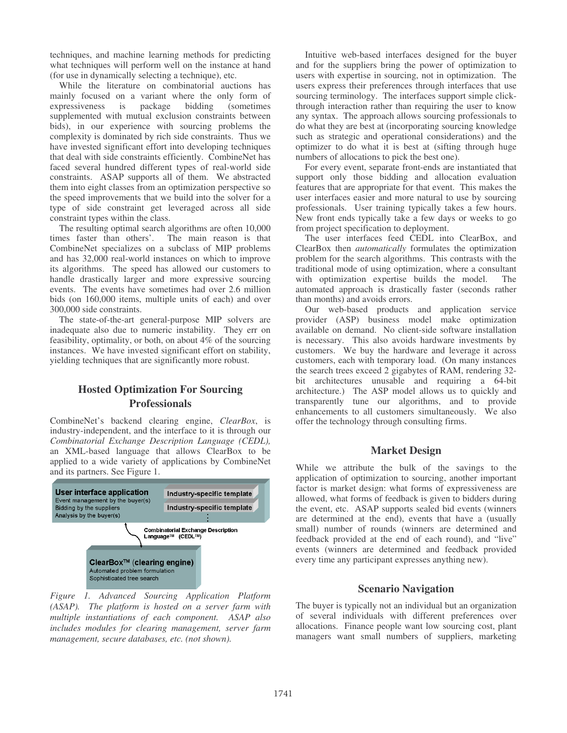techniques, and machine learning methods for predicting what techniques will perform well on the instance at hand (for use in dynamically selecting a technique), etc.

While the literature on combinatorial auctions has mainly focused on a variant where the only form of expressiveness is package bidding (sometimes supplemented with mutual exclusion constraints between bids), in our experience with sourcing problems the complexity is dominated by rich side constraints. Thus we have invested significant effort into developing techniques that deal with side constraints efficiently. CombineNet has faced several hundred different types of real-world side constraints. ASAP supports all of them. We abstracted them into eight classes from an optimization perspective so the speed improvements that we build into the solver for a type of side constraint get leveraged across all side constraint types within the class.

The resulting optimal search algorithms are often 10,000 times faster than others'. The main reason is that CombineNet specializes on a subclass of MIP problems and has 32,000 real-world instances on which to improve its algorithms. The speed has allowed our customers to handle drastically larger and more expressive sourcing events. The events have sometimes had over 2.6 million bids (on 160,000 items, multiple units of each) and over 300,000 side constraints.

The state-of-the-art general-purpose MIP solvers are inadequate also due to numeric instability. They err on feasibility, optimality, or both, on about 4% of the sourcing instances. We have invested significant effort on stability, yielding techniques that are significantly more robust.

## Hosted Optimization For Sourcing Professionals

CombineNet's backend clearing engine, *ClearBox*, is industry-independent, and the interface to it is through our *Combinatorial Exchange Description Language (CEDL),* an XML-based language that allows ClearBox to be applied to a wide variety of applications by CombineNet and its partners. See Figure 1.

User interface application
Event management by the buyer(s)
Bidding by the suppliers
Analysis by the buyer(s)

Industry-specific template
Industry-specific template
⋮

Combinatorial Exchange Description Language™ (CEDL™)

ClearBox™ (clearing engine)
Automated problem formulation
Sophisticated tree search

*Figure 1. Advanced Sourcing Application Platform (ASAP). The platform is hosted on a server farm with multiple instantiations of each component. ASAP also includes modules for clearing management, server farm management, secure databases, etc. (not shown).*

Intuitive web-based interfaces designed for the buyer and for the suppliers bring the power of optimization to users with expertise in sourcing, not in optimization. The users express their preferences through interfaces that use sourcing terminology. The interfaces support simple click-through interaction rather than requiring the user to know any syntax. The approach allows sourcing professionals to do what they are best at (incorporating sourcing knowledge such as strategic and operational considerations) and the optimizer to do what it is best at (sifting through huge numbers of allocations to pick the best one).

For every event, separate front-ends are instantiated that support only those bidding and allocation evaluation features that are appropriate for that event. This makes the user interfaces easier and more natural to use by sourcing professionals. User training typically takes a few hours. New front ends typically take a few days or weeks to go from project specification to deployment.

The user interfaces feed CEDL into ClearBox, and ClearBox then *automatically* formulates the optimization problem for the search algorithms. This contrasts with the traditional mode of using optimization, where a consultant with optimization expertise builds the model. The automated approach is drastically faster (seconds rather than months) and avoids errors.

Our web-based products and application service provider (ASP) business model make optimization available on demand. No client-side software installation is necessary. This also avoids hardware investments by customers. We buy the hardware and leverage it across customers, each with temporary load. (On many instances the search trees exceed 2 gigabytes of RAM, rendering 32-bit architectures unusable and requiring a 64-bit architecture.) The ASP model allows us to quickly and transparently tune our algorithms, and to provide enhancements to all customers simultaneously. We also offer the technology through consulting firms.

## Market Design

While we attribute the bulk of the savings to the application of optimization to sourcing, another important factor is market design: what forms of expressiveness are allowed, what forms of feedback is given to bidders during the event, etc. ASAP supports sealed bid events (winners are determined at the end), events that have a (usually small) number of rounds (winners are determined and feedback provided at the end of each round), and "live" events (winners are determined and feedback provided every time any participant expresses anything new).

## Scenario Navigation

The buyer is typically not an individual but an organization of several individuals with different preferences over allocations. Finance people want low sourcing cost, plant managers want small numbers of suppliers, marketing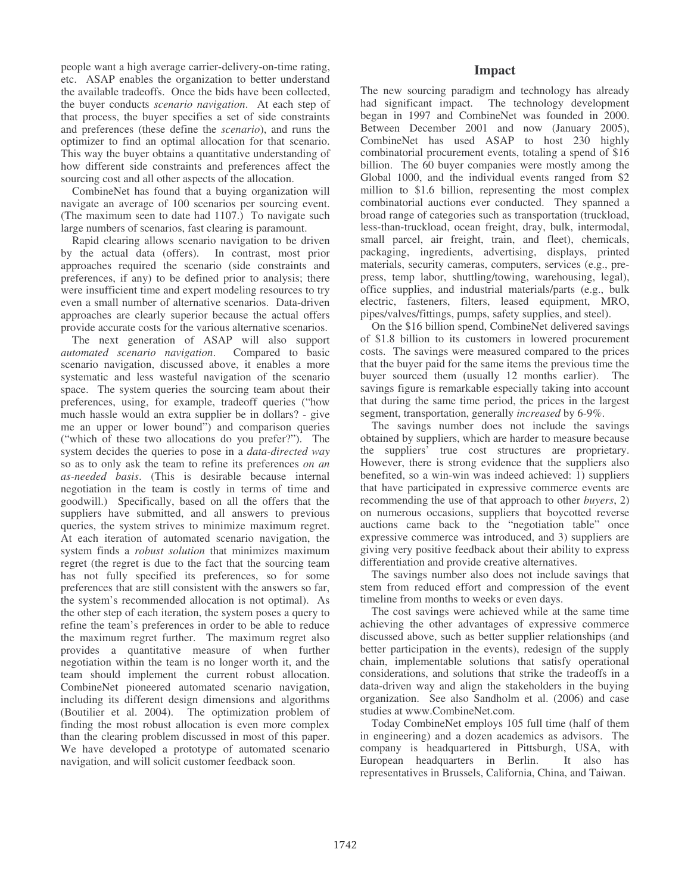people want a high average carrier-delivery-on-time rating, etc. ASAP enables the organization to better understand the available tradeoffs. Once the bids have been collected, the buyer conducts *scenario navigation*. At each step of that process, the buyer specifies a set of side constraints and preferences (these define the *scenario*), and runs the optimizer to find an optimal allocation for that scenario. This way the buyer obtains a quantitative understanding of how different side constraints and preferences affect the sourcing cost and all other aspects of the allocation.

CombineNet has found that a buying organization will navigate an average of 100 scenarios per sourcing event. (The maximum seen to date had 1107.) To navigate such large numbers of scenarios, fast clearing is paramount.

Rapid clearing allows scenario navigation to be driven by the actual data (offers). In contrast, most prior approaches required the scenario (side constraints and preferences, if any) to be defined prior to analysis; there were insufficient time and expert modeling resources to try even a small number of alternative scenarios. Data-driven approaches are clearly superior because the actual offers provide accurate costs for the various alternative scenarios.

The next generation of ASAP will also support *automated scenario navigation*. Compared to basic scenario navigation, discussed above, it enables a more systematic and less wasteful navigation of the scenario space. The system queries the sourcing team about their preferences, using, for example, tradeoff queries ("how much hassle would an extra supplier be in dollars? - give me an upper or lower bound") and comparison queries ("which of these two allocations do you prefer?"). The system decides the queries to pose in a *data-directed way* so as to only ask the team to refine its preferences *on an as-needed basis*. (This is desirable because internal negotiation in the team is costly in terms of time and goodwill.) Specifically, based on all the offers that the suppliers have submitted, and all answers to previous queries, the system strives to minimize maximum regret. At each iteration of automated scenario navigation, the system finds a *robust solution* that minimizes maximum regret (the regret is due to the fact that the sourcing team has not fully specified its preferences, so for some preferences that are still consistent with the answers so far, the system's recommended allocation is not optimal). As the other step of each iteration, the system poses a query to refine the team's preferences in order to be able to reduce the maximum regret further. The maximum regret also provides a quantitative measure of when further negotiation within the team is no longer worth it, and the team should implement the current robust allocation. CombineNet pioneered automated scenario navigation, including its different design dimensions and algorithms (Boutilier et al. 2004). The optimization problem of finding the most robust allocation is even more complex than the clearing problem discussed in most of this paper. We have developed a prototype of automated scenario navigation, and will solicit customer feedback soon.

## Impact

The new sourcing paradigm and technology has already had significant impact. The technology development began in 1997 and CombineNet was founded in 2000. Between December 2001 and now (January 2005), CombineNet has used ASAP to host 230 highly combinatorial procurement events, totaling a spend of $16 billion. The 60 buyer companies were mostly among the Global 1000, and the individual events ranged from $2 million to $1.6 billion, representing the most complex combinatorial auctions ever conducted. They spanned a broad range of categories such as transportation (truckload, less-than-truckload, ocean freight, dray, bulk, intermodal, small parcel, air freight, train, and fleet), chemicals, packaging, ingredients, advertising, displays, printed materials, security cameras, computers, services (e.g., pre-press, temp labor, shuttling/towing, warehousing, legal), office supplies, and industrial materials/parts (e.g., bulk electric, fasteners, filters, leased equipment, MRO, pipes/valves/fittings, pumps, safety supplies, and steel).

On the $16 billion spend, CombineNet delivered savings of $1.8 billion to its customers in lowered procurement costs. The savings were measured compared to the prices that the buyer paid for the same items the previous time the buyer sourced them (usually 12 months earlier). The savings figure is remarkable especially taking into account that during the same time period, the prices in the largest segment, transportation, generally *increased* by 6-9%.

The savings number does not include the savings obtained by suppliers, which are harder to measure because the suppliers' true cost structures are proprietary. However, there is strong evidence that the suppliers also benefited, so a win-win was indeed achieved: 1) suppliers that have participated in expressive commerce events are recommending the use of that approach to other *buyers*, 2) on numerous occasions, suppliers that boycotted reverse auctions came back to the "negotiation table" once expressive commerce was introduced, and 3) suppliers are giving very positive feedback about their ability to express differentiation and provide creative alternatives.

The savings number also does not include savings that stem from reduced effort and compression of the event timeline from months to weeks or even days.

The cost savings were achieved while at the same time achieving the other advantages of expressive commerce discussed above, such as better supplier relationships (and better participation in the events), redesign of the supply chain, implementable solutions that satisfy operational considerations, and solutions that strike the tradeoffs in a data-driven way and align the stakeholders in the buying organization. See also Sandholm et al. (2006) and case studies at www.CombineNet.com.

Today CombineNet employs 105 full time (half of them in engineering) and a dozen academics as advisors. The company is headquartered in Pittsburgh, USA, with European headquarters in Berlin. It also has representatives in Brussels, California, China, and Taiwan.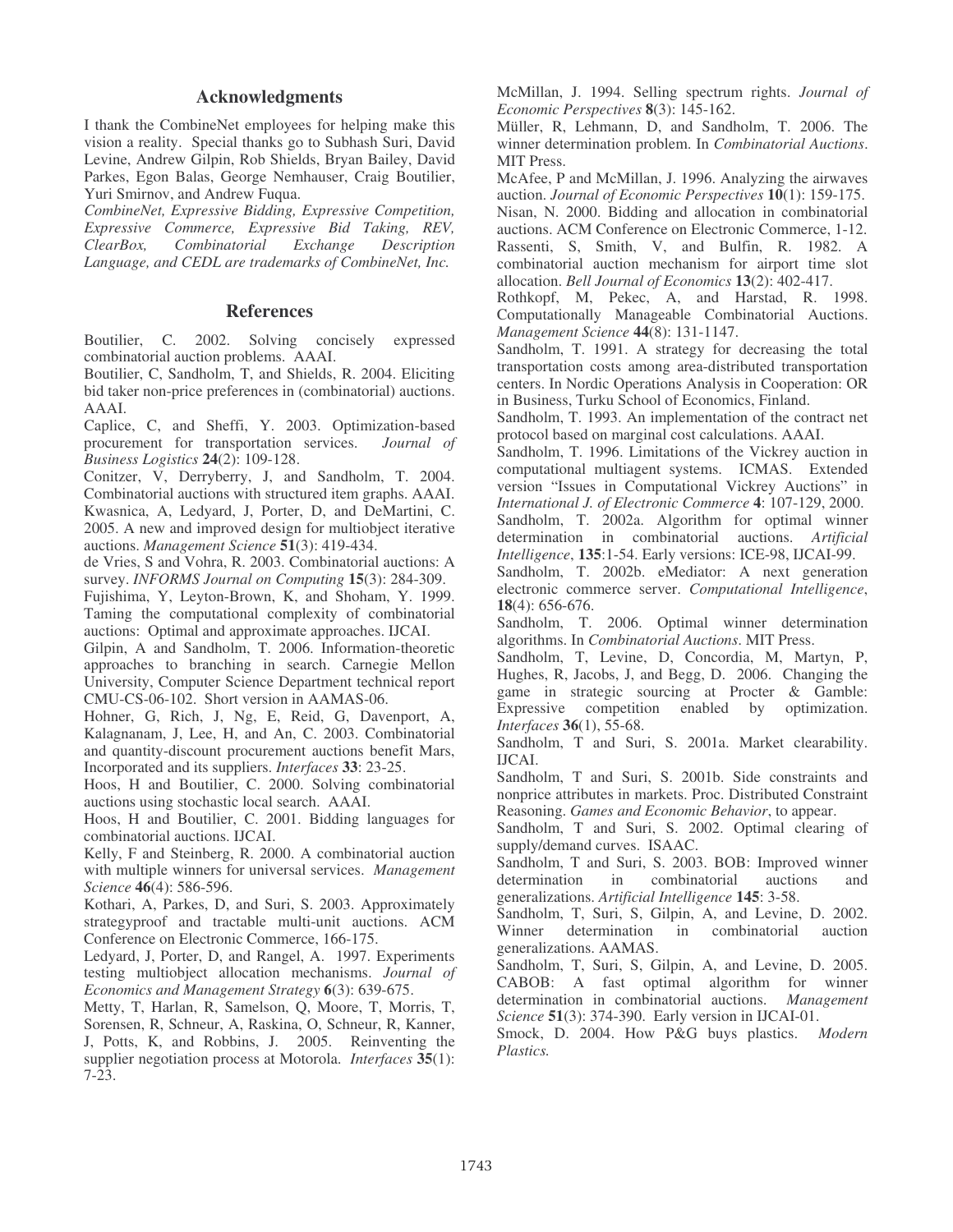## Acknowledgments

I thank the CombineNet employees for helping make this vision a reality. Special thanks go to Subhash Suri, David Levine, Andrew Gilpin, Rob Shields, Bryan Bailey, David Parkes, Egon Balas, George Nemhauser, Craig Boutilier, Yuri Smirnov, and Andrew Fuqua.

*CombineNet, Expressive Bidding, Expressive Competition, Expressive Commerce, Expressive Bid Taking, REV, ClearBox, Combinatorial Exchange Description Language, and CEDL are trademarks of CombineNet, Inc.*

## References

Boutilier, C. 2002. Solving concisely expressed combinatorial auction problems. AAAI.

Boutilier, C, Sandholm, T, and Shields, R. 2004. Eliciting bid taker non-price preferences in (combinatorial) auctions. AAAI.

Caplice, C, and Sheffi, Y. 2003. Optimization-based procurement for transportation services. *Journal of Business Logistics* **24**(2): 109-128.

Conitzer, V, Derryberry, J, and Sandholm, T. 2004. Combinatorial auctions with structured item graphs. AAAI.

Kwasnica, A, Ledyard, J, Porter, D, and DeMartini, C. 2005. A new and improved design for multiobject iterative auctions. *Management Science* **51**(3): 419-434.

de Vries, S and Vohra, R. 2003. Combinatorial auctions: A survey. *INFORMS Journal on Computing* **15**(3): 284-309.

Fujishima, Y, Leyton-Brown, K, and Shoham, Y. 1999. Taming the computational complexity of combinatorial auctions: Optimal and approximate approaches. IJCAI.

Gilpin, A and Sandholm, T. 2006. Information-theoretic approaches to branching in search. Carnegie Mellon University, Computer Science Department technical report CMU-CS-06-102. Short version in AAMAS-06.

Hohner, G, Rich, J, Ng, E, Reid, G, Davenport, A, Kalagnanam, J, Lee, H, and An, C. 2003. Combinatorial and quantity-discount procurement auctions benefit Mars, Incorporated and its suppliers. *Interfaces* **33**: 23-25.

Hoos, H and Boutilier, C. 2000. Solving combinatorial auctions using stochastic local search. AAAI.

Hoos, H and Boutilier, C. 2001. Bidding languages for combinatorial auctions. IJCAI.

Kelly, F and Steinberg, R. 2000. A combinatorial auction with multiple winners for universal services. *Management Science* **46**(4): 586-596.

Kothari, A, Parkes, D, and Suri, S. 2003. Approximately strategyproof and tractable multi-unit auctions. ACM Conference on Electronic Commerce, 166-175.

Ledyard, J, Porter, D, and Rangel, A. 1997. Experiments testing multiobject allocation mechanisms. *Journal of Economics and Management Strategy* **6**(3): 639-675.

Metty, T, Harlan, R, Samelson, Q, Moore, T, Morris, T, Sorensen, R, Schneur, A, Raskina, O, Schneur, R, Kanner, J, Potts, K, and Robbins, J. 2005. Reinventing the supplier negotiation process at Motorola. *Interfaces* **35**(1): 7-23.

McMillan, J. 1994. Selling spectrum rights. *Journal of Economic Perspectives* **8**(3): 145-162.

Müller, R, Lehmann, D, and Sandholm, T. 2006. The winner determination problem. In *Combinatorial Auctions*. MIT Press.

McAfee, P and McMillan, J. 1996. Analyzing the airwaves auction. *Journal of Economic Perspectives* **10**(1): 159-175.

Nisan, N. 2000. Bidding and allocation in combinatorial auctions. ACM Conference on Electronic Commerce, 1-12.

Rassenti, S, Smith, V, and Bulfin, R. 1982. A combinatorial auction mechanism for airport time slot allocation. *Bell Journal of Economics* **13**(2): 402-417.

Rothkopf, M, Pekec, A, and Harstad, R. 1998. Computationally Manageable Combinatorial Auctions. *Management Science* **44**(8): 131-1147.

Sandholm, T. 1991. A strategy for decreasing the total transportation costs among area-distributed transportation centers. In Nordic Operations Analysis in Cooperation: OR in Business, Turku School of Economics, Finland.

Sandholm, T. 1993. An implementation of the contract net protocol based on marginal cost calculations. AAAI.

Sandholm, T. 1996. Limitations of the Vickrey auction in computational multiagent systems. ICMAS. Extended version "Issues in Computational Vickrey Auctions" in *International J. of Electronic Commerce* **4**: 107-129, 2000.

Sandholm, T. 2002a. Algorithm for optimal winner determination in combinatorial auctions. *Artificial Intelligence*, **135**:1-54. Early versions: ICE-98, IJCAI-99.

Sandholm, T. 2002b. eMediator: A next generation electronic commerce server. *Computational Intelligence*, **18**(4): 656-676.

Sandholm, T. 2006. Optimal winner determination algorithms. In *Combinatorial Auctions*. MIT Press.

Sandholm, T, Levine, D, Concordia, M, Martyn, P, Hughes, R, Jacobs, J, and Begg, D. 2006. Changing the game in strategic sourcing at Procter & Gamble: Expressive competition enabled by optimization. *Interfaces* **36**(1), 55-68.

Sandholm, T and Suri, S. 2001a. Market clearability. IJCAI.

Sandholm, T and Suri, S. 2001b. Side constraints and nonprice attributes in markets. Proc. Distributed Constraint Reasoning. *Games and Economic Behavior*, to appear.

Sandholm, T and Suri, S. 2002. Optimal clearing of supply/demand curves. ISAAC.

Sandholm, T and Suri, S. 2003. BOB: Improved winner determination in combinatorial auctions and generalizations. *Artificial Intelligence* **145**: 3-58.

Sandholm, T, Suri, S, Gilpin, A, and Levine, D. 2002. Winner determination in combinatorial auction generalizations. AAMAS.

Sandholm, T, Suri, S, Gilpin, A, and Levine, D. 2005. CABOB: A fast optimal algorithm for winner determination in combinatorial auctions. *Management Science* **51**(3): 374-390. Early version in IJCAI-01.

Smock, D. 2004. How P&G buys plastics. *Modern Plastics.*